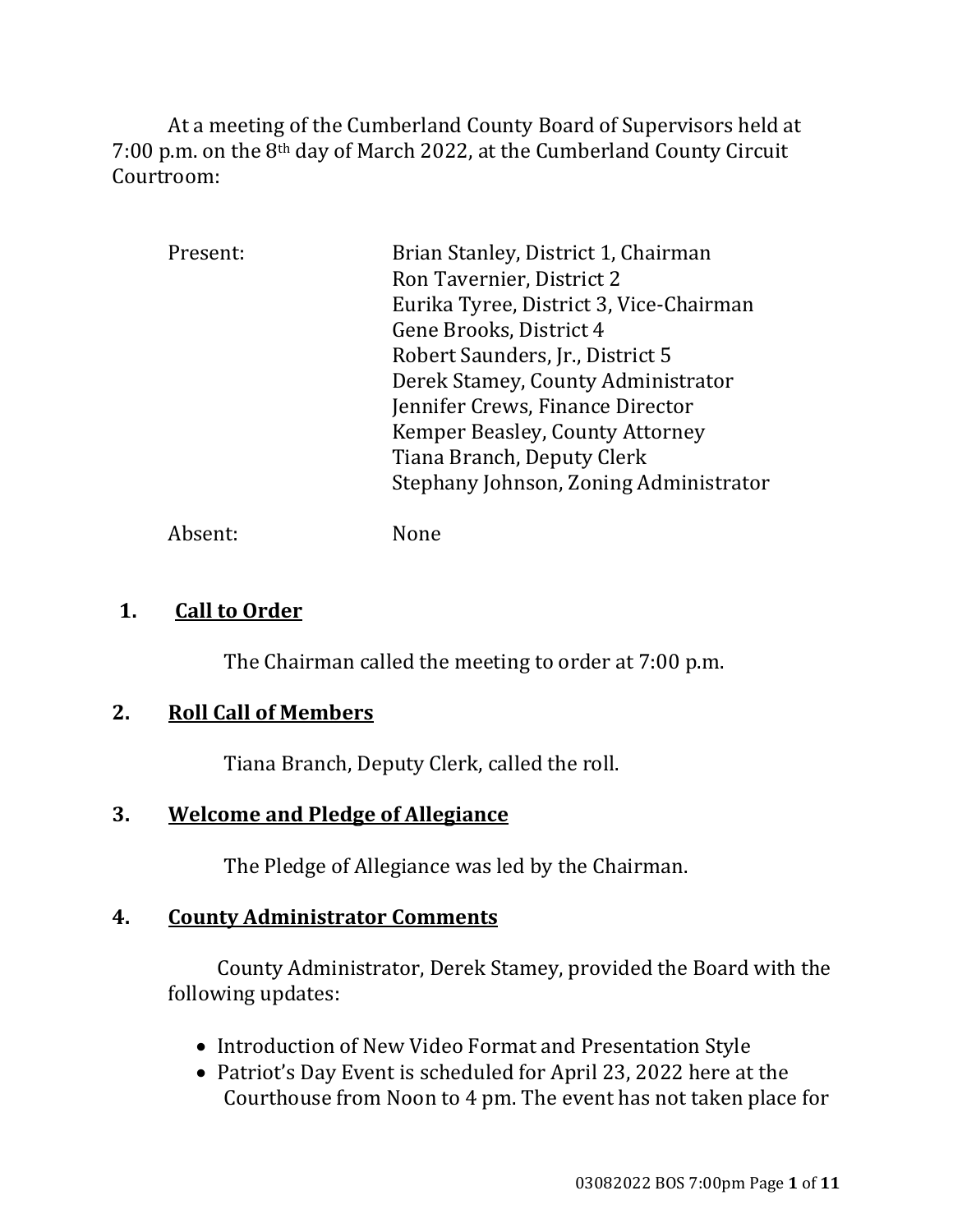At a meeting of the Cumberland County Board of Supervisors held at 7:00 p.m. on the 8th day of March 2022, at the Cumberland County Circuit Courtroom:

| | |
|---|---|
| Present: | Brian Stanley, District 1, Chairman |
| | Ron Tavernier, District 2 |
| | Eurika Tyree, District 3, Vice-Chairman |
| | Gene Brooks, District 4 |
| | Robert Saunders, Jr., District 5 |
| | Derek Stamey, County Administrator |
| | Jennifer Crews, Finance Director |
| | Kemper Beasley, County Attorney |
| | Tiana Branch, Deputy Clerk |
| | Stephany Johnson, Zoning Administrator |
| Absent: | None |

## 1. Call to Order

The Chairman called the meeting to order at 7:00 p.m.

## 2. Roll Call of Members

Tiana Branch, Deputy Clerk, called the roll.

## 3. Welcome and Pledge of Allegiance

The Pledge of Allegiance was led by the Chairman.

## 4. County Administrator Comments

County Administrator, Derek Stamey, provided the Board with the following updates:

- Introduction of New Video Format and Presentation Style
- Patriot's Day Event is scheduled for April 23, 2022 here at the Courthouse from Noon to 4 pm. The event has not taken place for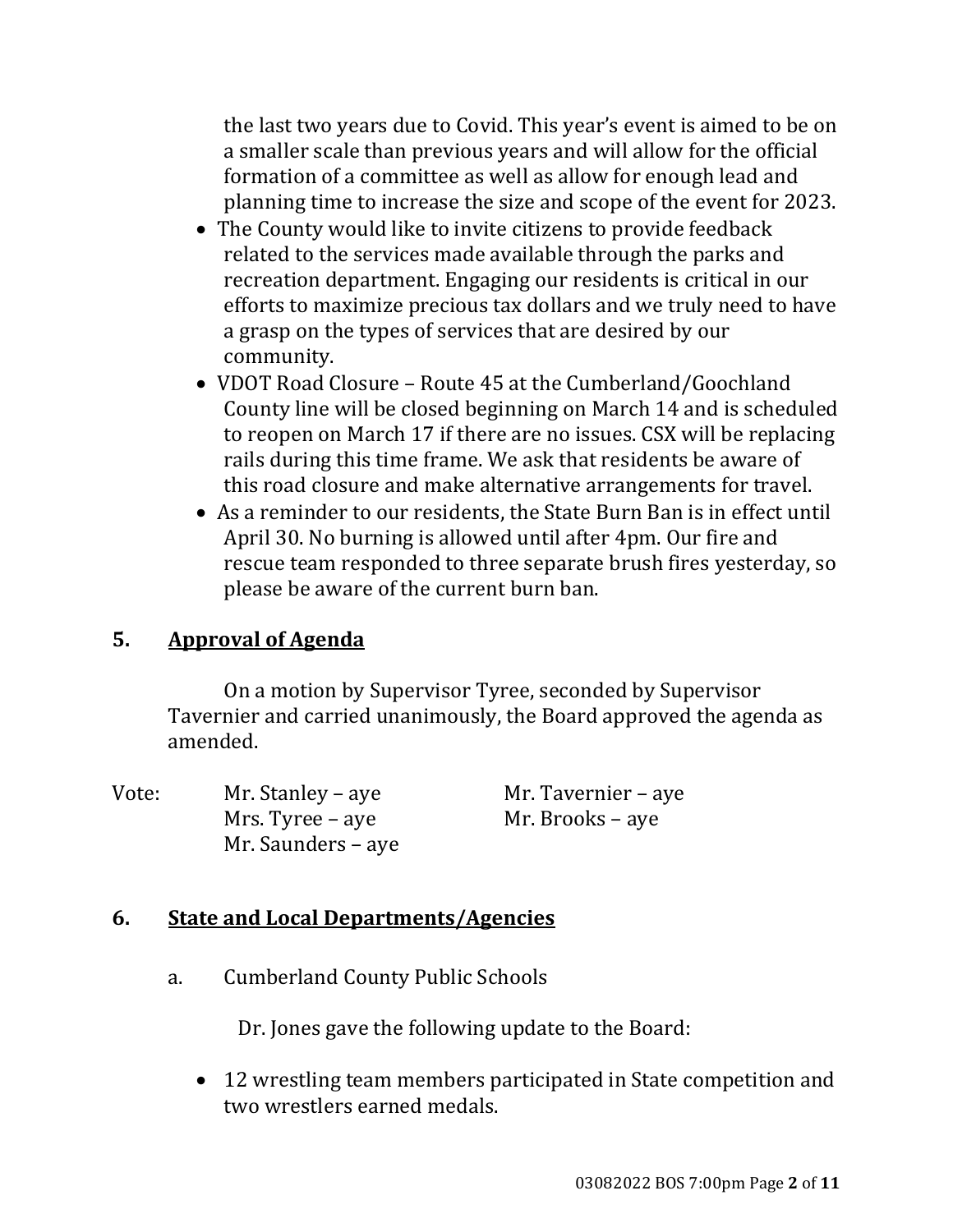the last two years due to Covid. This year's event is aimed to be on a smaller scale than previous years and will allow for the official formation of a committee as well as allow for enough lead and planning time to increase the size and scope of the event for 2023.

- The County would like to invite citizens to provide feedback related to the services made available through the parks and recreation department. Engaging our residents is critical in our efforts to maximize precious tax dollars and we truly need to have a grasp on the types of services that are desired by our community.
- VDOT Road Closure – Route 45 at the Cumberland/Goochland County line will be closed beginning on March 14 and is scheduled to reopen on March 17 if there are no issues. CSX will be replacing rails during this time frame. We ask that residents be aware of this road closure and make alternative arrangements for travel.
- As a reminder to our residents, the State Burn Ban is in effect until April 30. No burning is allowed until after 4pm. Our fire and rescue team responded to three separate brush fires yesterday, so please be aware of the current burn ban.

## 5. Approval of Agenda

On a motion by Supervisor Tyree, seconded by Supervisor Tavernier and carried unanimously, the Board approved the agenda as amended.

Vote:
Mr. Stanley – aye
Mr. Tavernier – aye
Mrs. Tyree – aye
Mr. Brooks – aye
Mr. Saunders – aye

## 6. State and Local Departments/Agencies

a. Cumberland County Public Schools

Dr. Jones gave the following update to the Board:

- 12 wrestling team members participated in State competition and two wrestlers earned medals.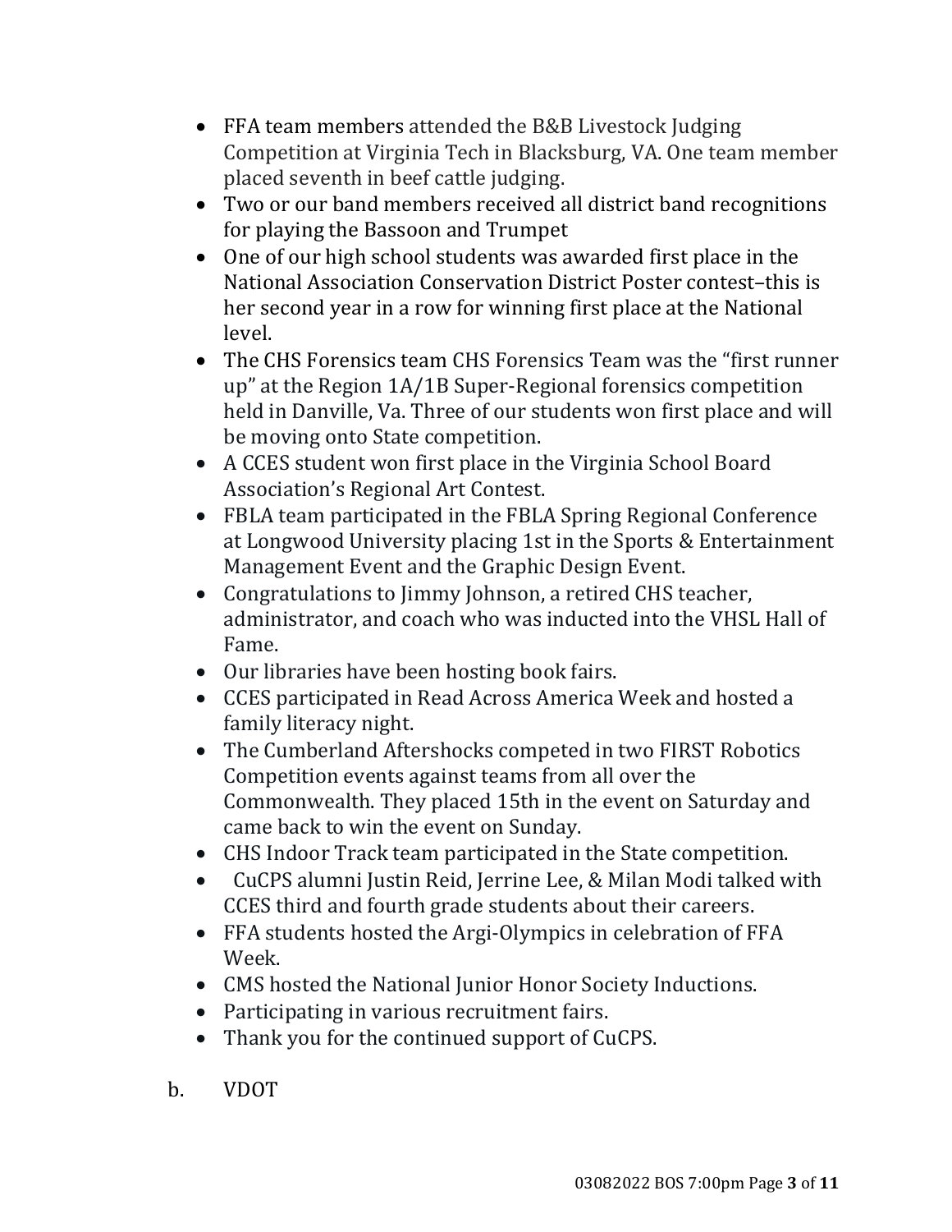- FFA team members attended the B&B Livestock Judging Competition at Virginia Tech in Blacksburg, VA. One team member placed seventh in beef cattle judging.
- Two or our band members received all district band recognitions for playing the Bassoon and Trumpet
- One of our high school students was awarded first place in the National Association Conservation District Poster contest–this is her second year in a row for winning first place at the National level.
- The CHS Forensics team CHS Forensics Team was the "first runner up" at the Region 1A/1B Super-Regional forensics competition held in Danville, Va. Three of our students won first place and will be moving onto State competition.
- A CCES student won first place in the Virginia School Board Association's Regional Art Contest.
- FBLA team participated in the FBLA Spring Regional Conference at Longwood University placing 1st in the Sports & Entertainment Management Event and the Graphic Design Event.
- Congratulations to Jimmy Johnson, a retired CHS teacher, administrator, and coach who was inducted into the VHSL Hall of Fame.
- Our libraries have been hosting book fairs.
- CCES participated in Read Across America Week and hosted a family literacy night.
- The Cumberland Aftershocks competed in two FIRST Robotics Competition events against teams from all over the Commonwealth. They placed 15th in the event on Saturday and came back to win the event on Sunday.
- CHS Indoor Track team participated in the State competition.
- CuCPS alumni Justin Reid, Jerrine Lee, & Milan Modi talked with CCES third and fourth grade students about their careers.
- FFA students hosted the Argi-Olympics in celebration of FFA Week.
- CMS hosted the National Junior Honor Society Inductions.
- Participating in various recruitment fairs.
- Thank you for the continued support of CuCPS.

b. VDOT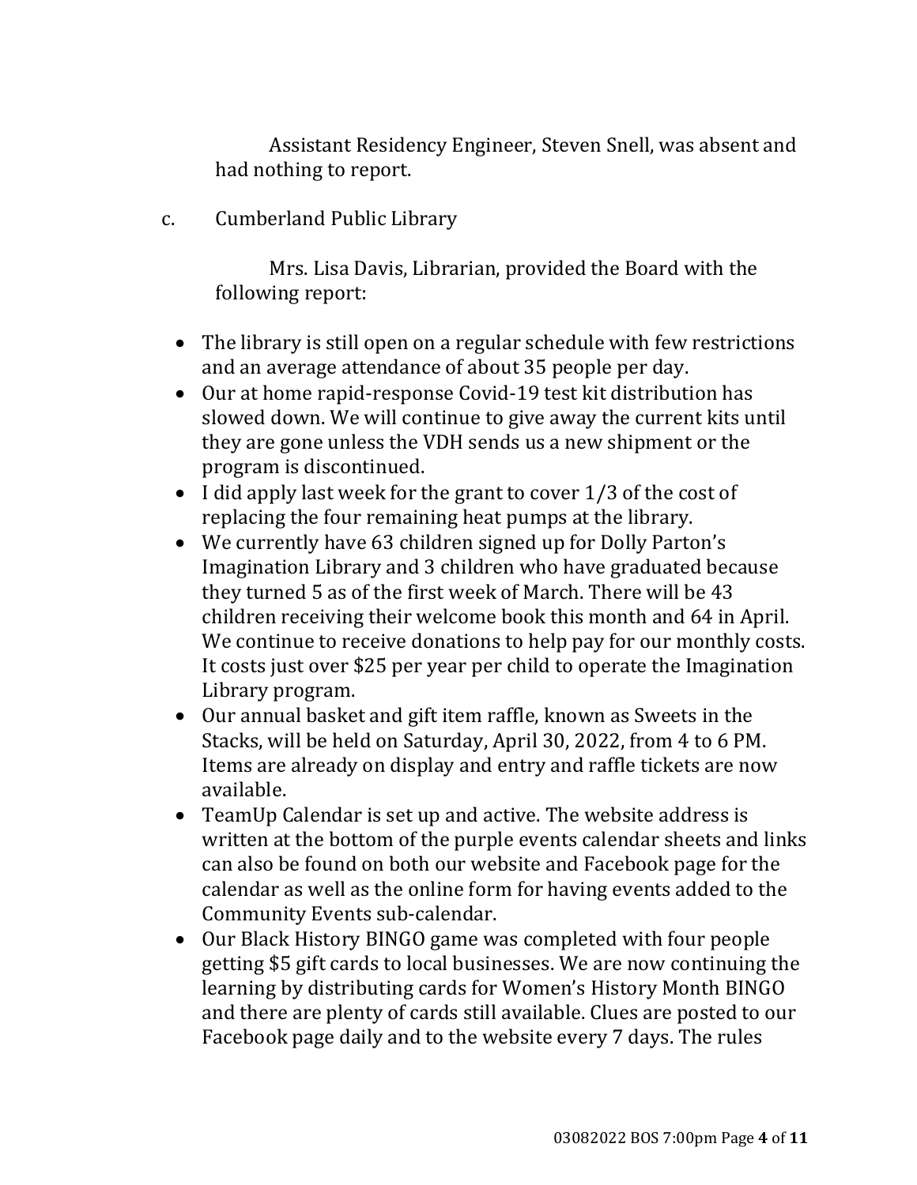Assistant Residency Engineer, Steven Snell, was absent and had nothing to report.

c. Cumberland Public Library

Mrs. Lisa Davis, Librarian, provided the Board with the following report:

- The library is still open on a regular schedule with few restrictions and an average attendance of about 35 people per day.
- Our at home rapid-response Covid-19 test kit distribution has slowed down. We will continue to give away the current kits until they are gone unless the VDH sends us a new shipment or the program is discontinued.
- I did apply last week for the grant to cover 1/3 of the cost of replacing the four remaining heat pumps at the library.
- We currently have 63 children signed up for Dolly Parton's Imagination Library and 3 children who have graduated because they turned 5 as of the first week of March. There will be 43 children receiving their welcome book this month and 64 in April. We continue to receive donations to help pay for our monthly costs. It costs just over $25 per year per child to operate the Imagination Library program.
- Our annual basket and gift item raffle, known as Sweets in the Stacks, will be held on Saturday, April 30, 2022, from 4 to 6 PM. Items are already on display and entry and raffle tickets are now available.
- TeamUp Calendar is set up and active. The website address is written at the bottom of the purple events calendar sheets and links can also be found on both our website and Facebook page for the calendar as well as the online form for having events added to the Community Events sub-calendar.
- Our Black History BINGO game was completed with four people getting $5 gift cards to local businesses. We are now continuing the learning by distributing cards for Women's History Month BINGO and there are plenty of cards still available. Clues are posted to our Facebook page daily and to the website every 7 days. The rules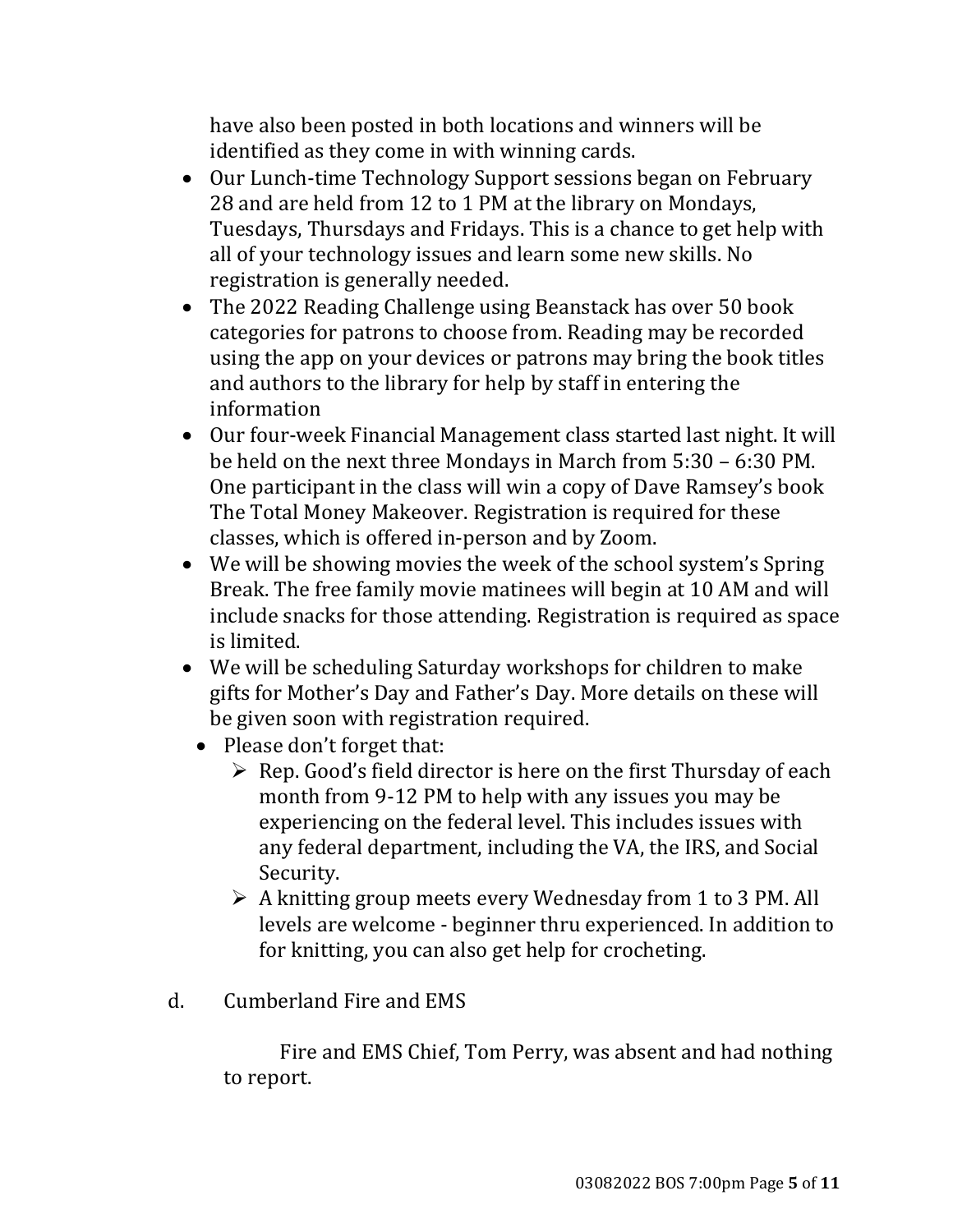have also been posted in both locations and winners will be identified as they come in with winning cards.

- Our Lunch-time Technology Support sessions began on February 28 and are held from 12 to 1 PM at the library on Mondays, Tuesdays, Thursdays and Fridays. This is a chance to get help with all of your technology issues and learn some new skills. No registration is generally needed.
- The 2022 Reading Challenge using Beanstack has over 50 book categories for patrons to choose from. Reading may be recorded using the app on your devices or patrons may bring the book titles and authors to the library for help by staff in entering the information
- Our four-week Financial Management class started last night. It will be held on the next three Mondays in March from 5:30 – 6:30 PM. One participant in the class will win a copy of Dave Ramsey's book The Total Money Makeover. Registration is required for these classes, which is offered in-person and by Zoom.
- We will be showing movies the week of the school system's Spring Break. The free family movie matinees will begin at 10 AM and will include snacks for those attending. Registration is required as space is limited.
- We will be scheduling Saturday workshops for children to make gifts for Mother's Day and Father's Day. More details on these will be given soon with registration required.
- Please don't forget that:
  - Rep. Good's field director is here on the first Thursday of each month from 9-12 PM to help with any issues you may be experiencing on the federal level. This includes issues with any federal department, including the VA, the IRS, and Social Security.
  - A knitting group meets every Wednesday from 1 to 3 PM. All levels are welcome - beginner thru experienced. In addition to for knitting, you can also get help for crocheting.

d. Cumberland Fire and EMS

Fire and EMS Chief, Tom Perry, was absent and had nothing to report.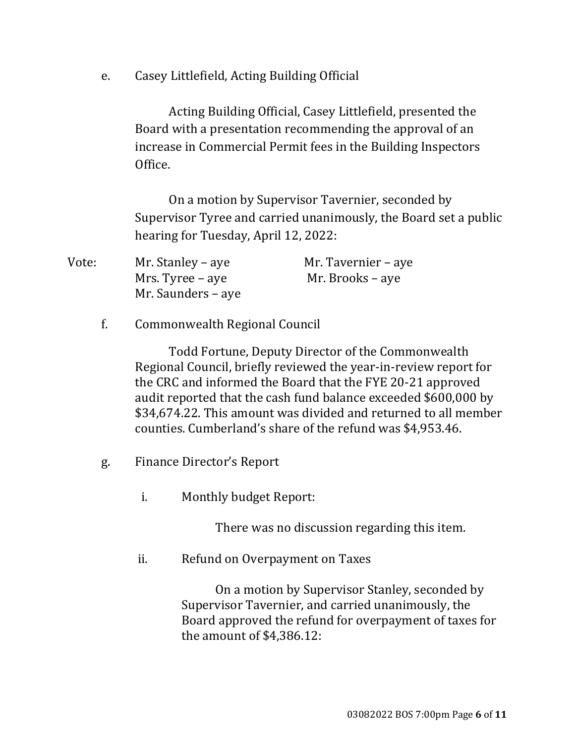e. Casey Littlefield, Acting Building Official

Acting Building Official, Casey Littlefield, presented the Board with a presentation recommending the approval of an increase in Commercial Permit fees in the Building Inspectors Office.

On a motion by Supervisor Tavernier, seconded by Supervisor Tyree and carried unanimously, the Board set a public hearing for Tuesday, April 12, 2022:

Vote:
Mr. Stanley – aye
Mr. Tavernier – aye
Mrs. Tyree – aye
Mr. Brooks – aye
Mr. Saunders – aye

f. Commonwealth Regional Council

Todd Fortune, Deputy Director of the Commonwealth Regional Council, briefly reviewed the year-in-review report for the CRC and informed the Board that the FYE 20-21 approved audit reported that the cash fund balance exceeded $600,000 by $34,674.22. This amount was divided and returned to all member counties. Cumberland's share of the refund was $4,953.46.

g. Finance Director's Report

i. Monthly budget Report:

There was no discussion regarding this item.

ii. Refund on Overpayment on Taxes

On a motion by Supervisor Stanley, seconded by Supervisor Tavernier, and carried unanimously, the Board approved the refund for overpayment of taxes for the amount of $4,386.12: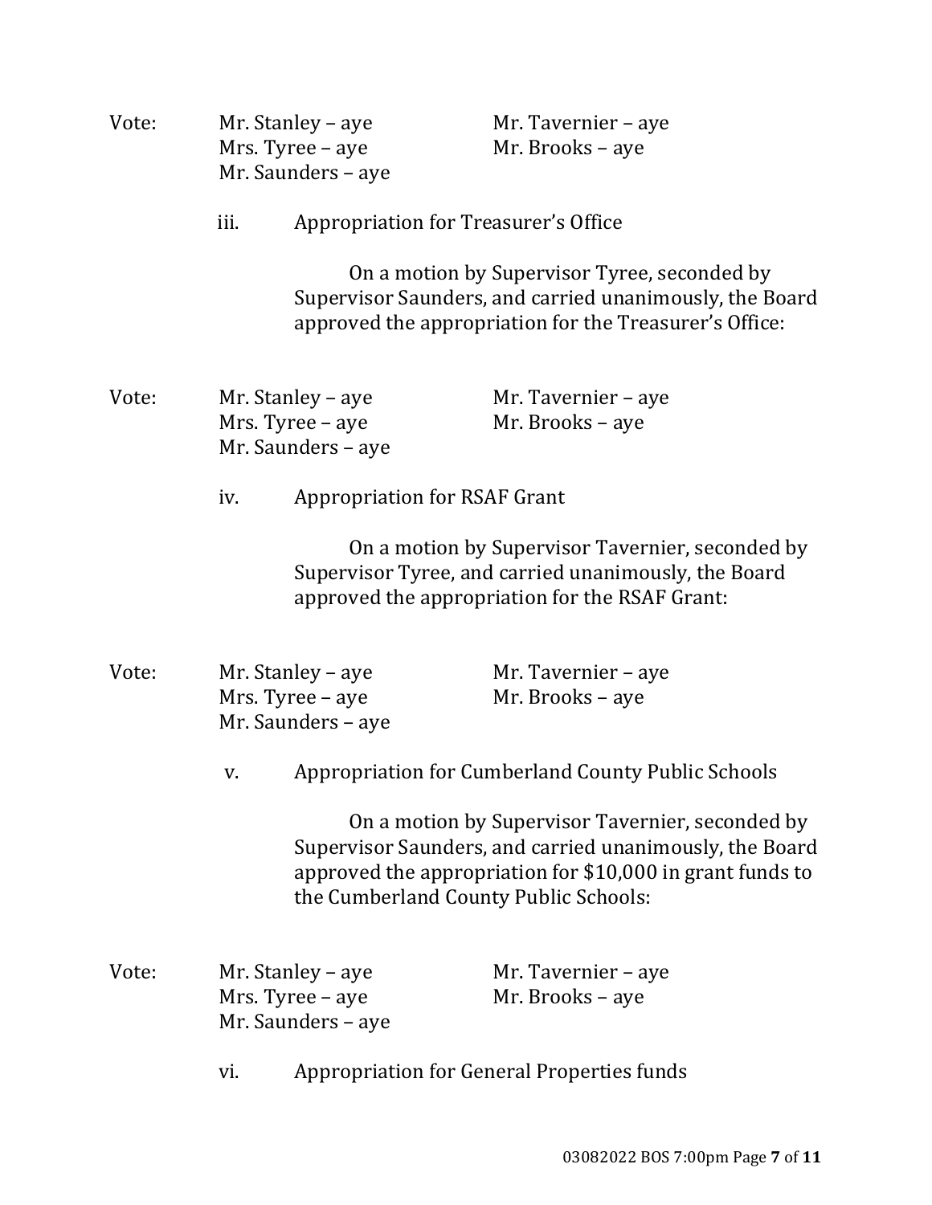Vote: Mr. Stanley – aye Mr. Tavernier – aye
Mrs. Tyree – aye Mr. Brooks – aye
Mr. Saunders – aye

iii. Appropriation for Treasurer's Office

On a motion by Supervisor Tyree, seconded by Supervisor Saunders, and carried unanimously, the Board approved the appropriation for the Treasurer's Office:

Vote: Mr. Stanley – aye Mr. Tavernier – aye
Mrs. Tyree – aye Mr. Brooks – aye
Mr. Saunders – aye

iv. Appropriation for RSAF Grant

On a motion by Supervisor Tavernier, seconded by Supervisor Tyree, and carried unanimously, the Board approved the appropriation for the RSAF Grant:

Vote: Mr. Stanley – aye Mr. Tavernier – aye
Mrs. Tyree – aye Mr. Brooks – aye
Mr. Saunders – aye

v. Appropriation for Cumberland County Public Schools

On a motion by Supervisor Tavernier, seconded by Supervisor Saunders, and carried unanimously, the Board approved the appropriation for $10,000 in grant funds to the Cumberland County Public Schools:

Vote: Mr. Stanley – aye Mr. Tavernier – aye
Mrs. Tyree – aye Mr. Brooks – aye
Mr. Saunders – aye

vi. Appropriation for General Properties funds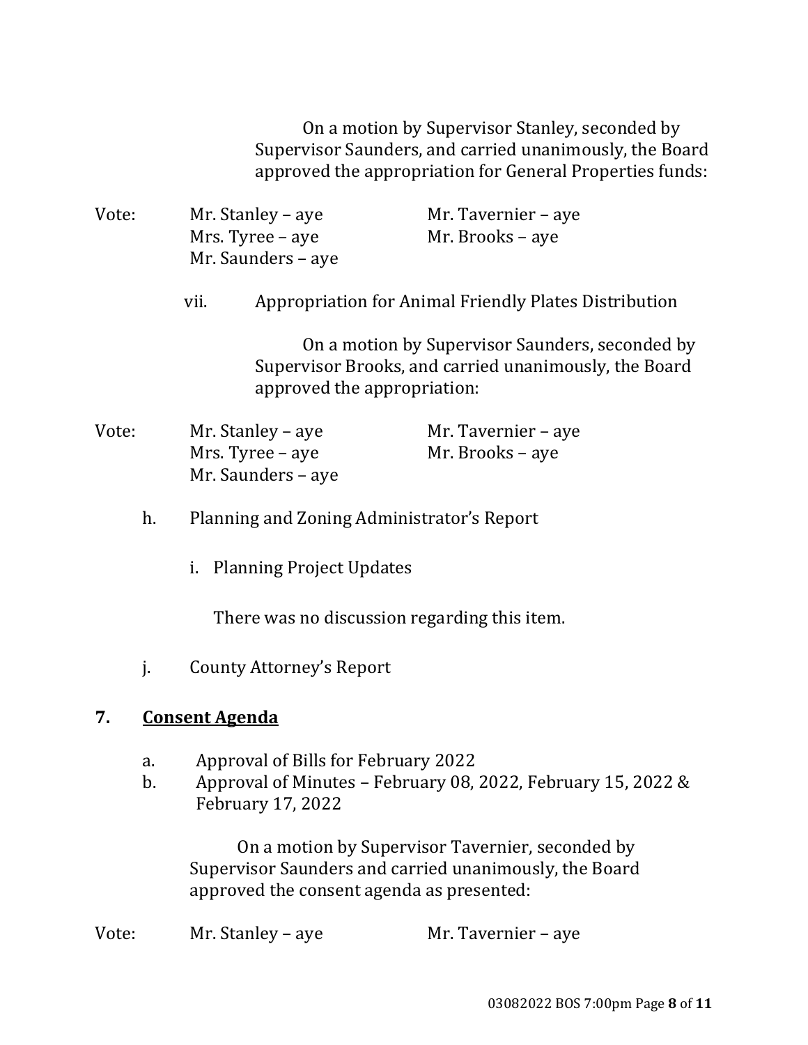On a motion by Supervisor Stanley, seconded by Supervisor Saunders, and carried unanimously, the Board approved the appropriation for General Properties funds:

Vote: Mr. Stanley – aye; Mr. Tavernier – aye; Mrs. Tyree – aye; Mr. Brooks – aye; Mr. Saunders – aye

vii. Appropriation for Animal Friendly Plates Distribution

On a motion by Supervisor Saunders, seconded by Supervisor Brooks, and carried unanimously, the Board approved the appropriation:

Vote: Mr. Stanley – aye; Mr. Tavernier – aye; Mrs. Tyree – aye; Mr. Brooks – aye; Mr. Saunders – aye

h. Planning and Zoning Administrator's Report

i. Planning Project Updates

There was no discussion regarding this item.

j. County Attorney's Report

## 7. Consent Agenda

a. Approval of Bills for February 2022
b. Approval of Minutes – February 08, 2022, February 15, 2022 & February 17, 2022

On a motion by Supervisor Tavernier, seconded by Supervisor Saunders and carried unanimously, the Board approved the consent agenda as presented:

Vote: Mr. Stanley – aye; Mr. Tavernier – aye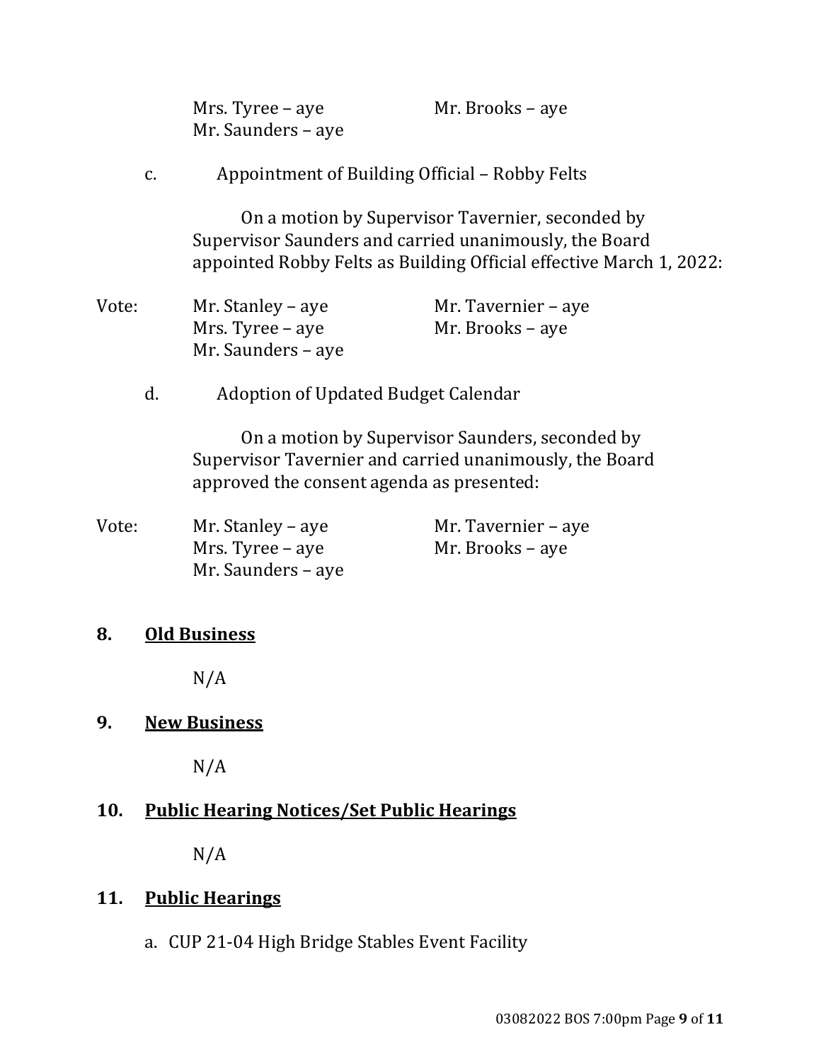Mrs. Tyree – aye
Mr. Brooks – aye
Mr. Saunders – aye

c. Appointment of Building Official – Robby Felts

On a motion by Supervisor Tavernier, seconded by Supervisor Saunders and carried unanimously, the Board appointed Robby Felts as Building Official effective March 1, 2022:

Vote:
Mr. Stanley – aye
Mr. Tavernier – aye
Mrs. Tyree – aye
Mr. Brooks – aye
Mr. Saunders – aye

d. Adoption of Updated Budget Calendar

On a motion by Supervisor Saunders, seconded by Supervisor Tavernier and carried unanimously, the Board approved the consent agenda as presented:

Vote:
Mr. Stanley – aye
Mr. Tavernier – aye
Mrs. Tyree – aye
Mr. Brooks – aye
Mr. Saunders – aye

## 8. Old Business

N/A

## 9. New Business

N/A

## 10. Public Hearing Notices/Set Public Hearings

N/A

## 11. Public Hearings

a. CUP 21-04 High Bridge Stables Event Facility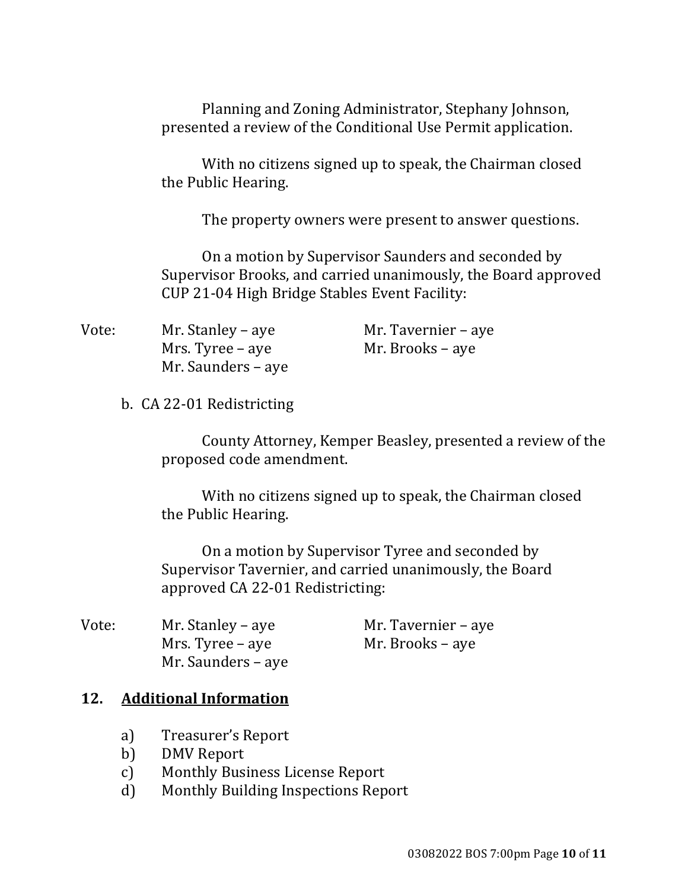Planning and Zoning Administrator, Stephany Johnson, presented a review of the Conditional Use Permit application.

With no citizens signed up to speak, the Chairman closed the Public Hearing.

The property owners were present to answer questions.

On a motion by Supervisor Saunders and seconded by Supervisor Brooks, and carried unanimously, the Board approved CUP 21-04 High Bridge Stables Event Facility:

Vote:
- Mr. Stanley – aye
- Mrs. Tyree – aye
- Mr. Saunders – aye
- Mr. Tavernier – aye
- Mr. Brooks – aye

b. CA 22-01 Redistricting

County Attorney, Kemper Beasley, presented a review of the proposed code amendment.

With no citizens signed up to speak, the Chairman closed the Public Hearing.

On a motion by Supervisor Tyree and seconded by Supervisor Tavernier, and carried unanimously, the Board approved CA 22-01 Redistricting:

Vote:
- Mr. Stanley – aye
- Mrs. Tyree – aye
- Mr. Saunders – aye
- Mr. Tavernier – aye
- Mr. Brooks – aye

## 12. <u>Additional Information</u>

a) Treasurer's Report
b) DMV Report
c) Monthly Business License Report
d) Monthly Building Inspections Report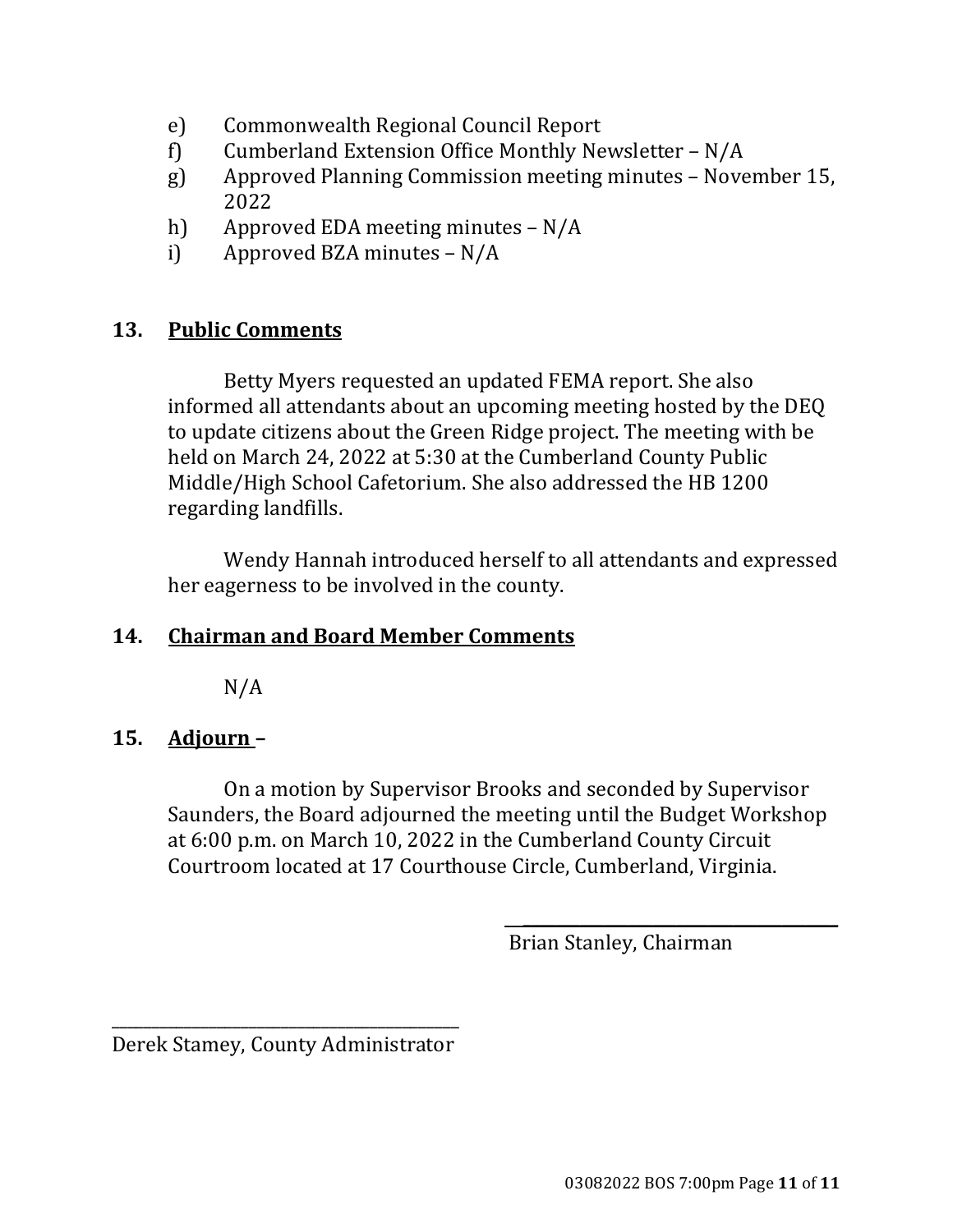e) Commonwealth Regional Council Report
f) Cumberland Extension Office Monthly Newsletter – N/A
g) Approved Planning Commission meeting minutes – November 15, 2022
h) Approved EDA meeting minutes – N/A
i) Approved BZA minutes – N/A

## 13. Public Comments

Betty Myers requested an updated FEMA report. She also informed all attendants about an upcoming meeting hosted by the DEQ to update citizens about the Green Ridge project. The meeting with be held on March 24, 2022 at 5:30 at the Cumberland County Public Middle/High School Cafetorium. She also addressed the HB 1200 regarding landfills.

Wendy Hannah introduced herself to all attendants and expressed her eagerness to be involved in the county.

## 14. Chairman and Board Member Comments

N/A

## 15. Adjourn –

On a motion by Supervisor Brooks and seconded by Supervisor Saunders, the Board adjourned the meeting until the Budget Workshop at 6:00 p.m. on March 10, 2022 in the Cumberland County Circuit Courtroom located at 17 Courthouse Circle, Cumberland, Virginia.

\_\_\_\_\_\_\_\_\_\_\_\_\_\_\_\_\_\_\_\_\_\_\_\_\_\_\_\_\_\_\_\_\_\_\_\_

Brian Stanley, Chairman

\_\_\_\_\_\_\_\_\_\_\_\_\_\_\_\_\_\_\_\_\_\_\_\_\_\_\_\_\_\_\_\_\_\_\_\_

Derek Stamey, County Administrator